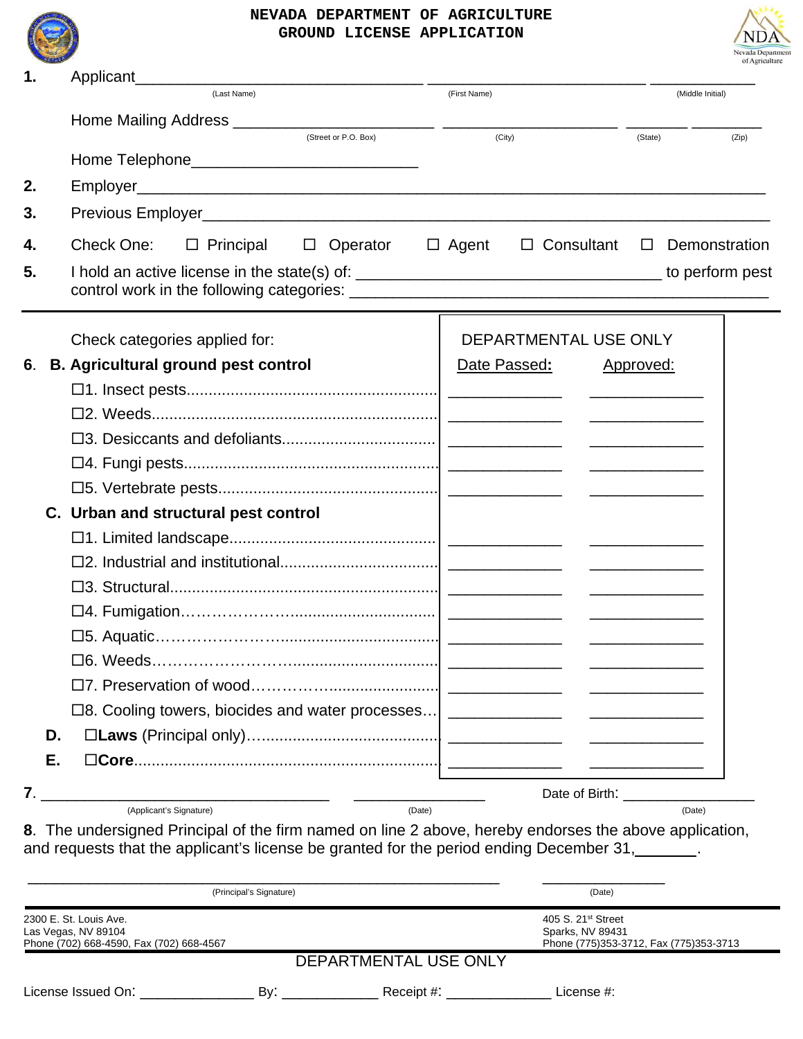# NEVADA DEPARTMENT OF AGRICULTURE
## GROUND LICENSE APPLICATION

**1.** Applicant________________________________ ________________________ __________
(Last Name) (First Name) (Middle Initial)

Home Mailing Address ______________________ ____________________ _______ ________
(Street or P.O. Box) (City) (State) (Zip)

Home Telephone_________________________

**2.** Employer______________________________________________________________________

**3.** Previous Employer_______________________________________________________________

**4.** Check One: ☐ Principal ☐ Operator ☐ Agent ☐ Consultant ☐ Demonstration

**5.** I hold an active license in the state(s) of: ________________________________ to perform pest control work in the following categories: __________________________________________

Check categories applied for:

| Category | DEPARTMENTAL USE ONLY: Date Passed: | Approved: |
|---|---|---|
| **6. B. Agricultural ground pest control** | | |
| ☐1. Insect pests | ________ | ________ |
| ☐2. Weeds | ________ | ________ |
| ☐3. Desiccants and defoliants | ________ | ________ |
| ☐4. Fungi pests | ________ | ________ |
| ☐5. Vertebrate pests | ________ | ________ |
| **C. Urban and structural pest control** | | |
| ☐1. Limited landscape | ________ | ________ |
| ☐2. Industrial and institutional | ________ | ________ |
| ☐3. Structural | ________ | ________ |
| ☐4. Fumigation | ________ | ________ |
| ☐5. Aquatic | ________ | ________ |
| ☐6. Weeds | ________ | ________ |
| ☐7. Preservation of wood | ________ | ________ |
| ☐8. Cooling towers, biocides and water processes | ________ | ________ |
| **D.** ☐**Laws** (Principal only) | ________ | ________ |
| **E.** ☐**Core** | ________ | ________ |

**7.** ______________________________ ______________ Date of Birth: ______________
(Applicant's Signature) (Date) (Date)

**8.** The undersigned Principal of the firm named on line 2 above, hereby endorses the above application, and requests that the applicant's license be granted for the period ending December 31,_______.

__________________________________________________ ______________
(Principal's Signature) (Date)

2300 E. St. Louis Ave.
Las Vegas, NV 89104
Phone (702) 668-4590, Fax (702) 668-4567

405 S. 21st Street
Sparks, NV 89431
Phone (775)353-3712, Fax (775)353-3713

DEPARTMENTAL USE ONLY

License Issued On: ____________ By: ___________ Receipt #: ____________ License #: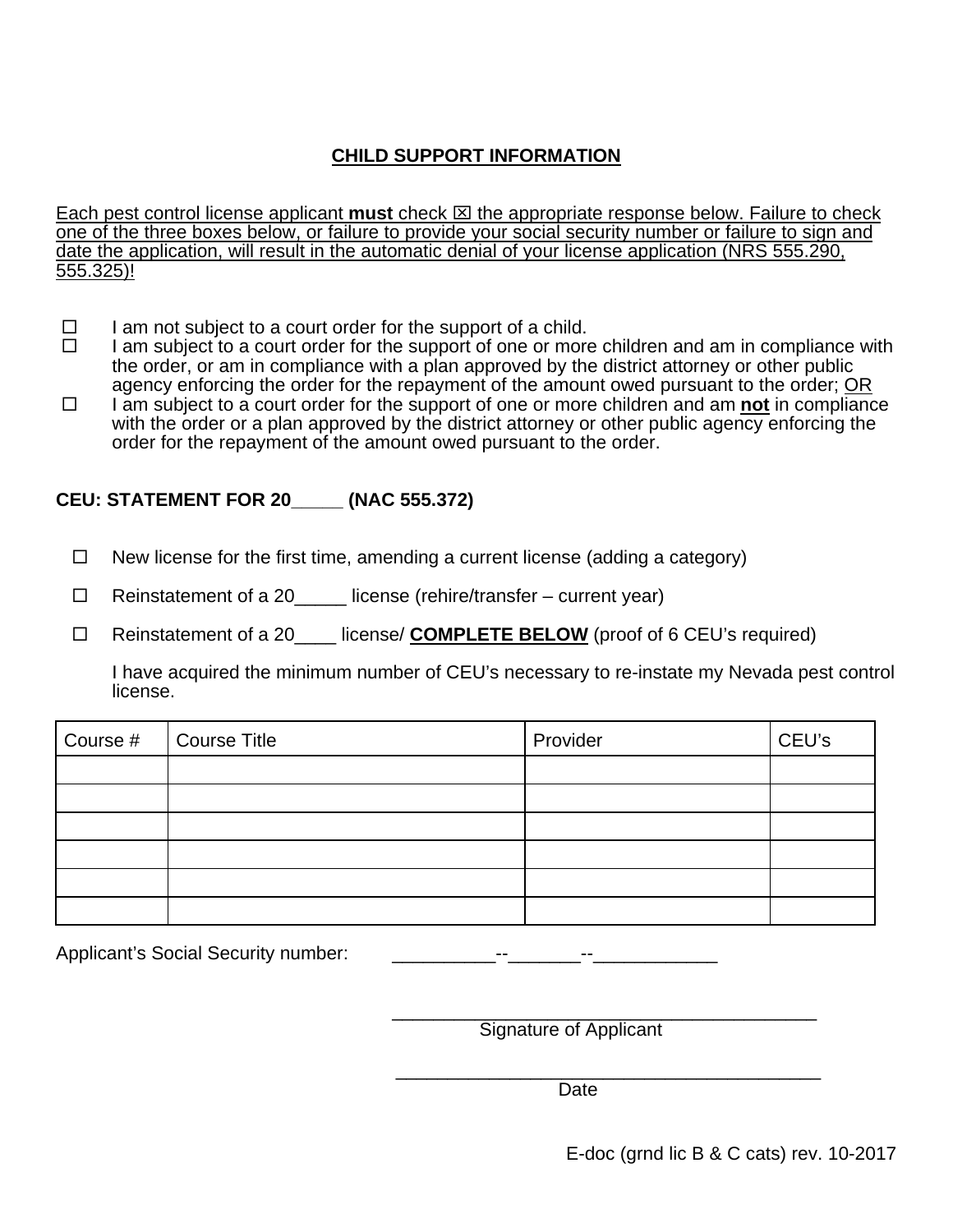## CHILD SUPPORT INFORMATION

Each pest control license applicant **must** check ☒ the appropriate response below. Failure to check one of the three boxes below, or failure to provide your social security number or failure to sign and date the application, will result in the automatic denial of your license application (NRS 555.290, 555.325)!

- ☐ I am not subject to a court order for the support of a child.
- ☐ I am subject to a court order for the support of one or more children and am in compliance with the order, or am in compliance with a plan approved by the district attorney or other public agency enforcing the order for the repayment of the amount owed pursuant to the order; OR
- ☐ I am subject to a court order for the support of one or more children and am **not** in compliance with the order or a plan approved by the district attorney or other public agency enforcing the order for the repayment of the amount owed pursuant to the order.

### CEU: STATEMENT FOR 20_____ (NAC 555.372)

- ☐ New license for the first time, amending a current license (adding a category)
- ☐ Reinstatement of a 20_____ license (rehire/transfer – current year)
- ☐ Reinstatement of a 20____ license/ **COMPLETE BELOW** (proof of 6 CEU's required)

I have acquired the minimum number of CEU's necessary to re-instate my Nevada pest control license.

| Course # | Course Title | Provider | CEU's |
|---|---|---|---|
| | | | |
| | | | |
| | | | |
| | | | |
| | | | |
| | | | |

Applicant's Social Security number: __________--_______--____________

_________________________________________
Signature of Applicant

_________________________________________
Date

E-doc (grnd lic B & C cats) rev. 10-2017